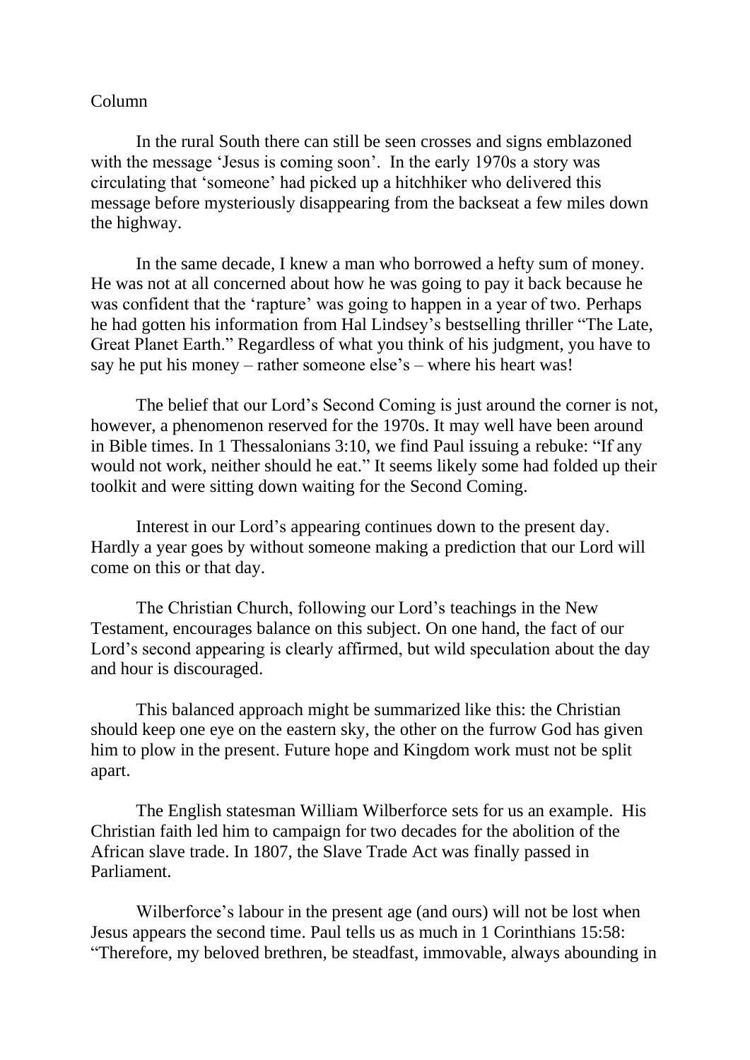Column

In the rural South there can still be seen crosses and signs emblazoned with the message 'Jesus is coming soon'. In the early 1970s a story was circulating that 'someone' had picked up a hitchhiker who delivered this message before mysteriously disappearing from the backseat a few miles down the highway.

In the same decade, I knew a man who borrowed a hefty sum of money. He was not at all concerned about how he was going to pay it back because he was confident that the 'rapture' was going to happen in a year of two. Perhaps he had gotten his information from Hal Lindsey's bestselling thriller "The Late, Great Planet Earth." Regardless of what you think of his judgment, you have to say he put his money – rather someone else's – where his heart was!

The belief that our Lord's Second Coming is just around the corner is not, however, a phenomenon reserved for the 1970s. It may well have been around in Bible times. In 1 Thessalonians 3:10, we find Paul issuing a rebuke: "If any would not work, neither should he eat." It seems likely some had folded up their toolkit and were sitting down waiting for the Second Coming.

Interest in our Lord's appearing continues down to the present day. Hardly a year goes by without someone making a prediction that our Lord will come on this or that day.

The Christian Church, following our Lord's teachings in the New Testament, encourages balance on this subject. On one hand, the fact of our Lord's second appearing is clearly affirmed, but wild speculation about the day and hour is discouraged.

This balanced approach might be summarized like this: the Christian should keep one eye on the eastern sky, the other on the furrow God has given him to plow in the present. Future hope and Kingdom work must not be split apart.

The English statesman William Wilberforce sets for us an example. His Christian faith led him to campaign for two decades for the abolition of the African slave trade. In 1807, the Slave Trade Act was finally passed in Parliament.

Wilberforce's labour in the present age (and ours) will not be lost when Jesus appears the second time. Paul tells us as much in 1 Corinthians 15:58: "Therefore, my beloved brethren, be steadfast, immovable, always abounding in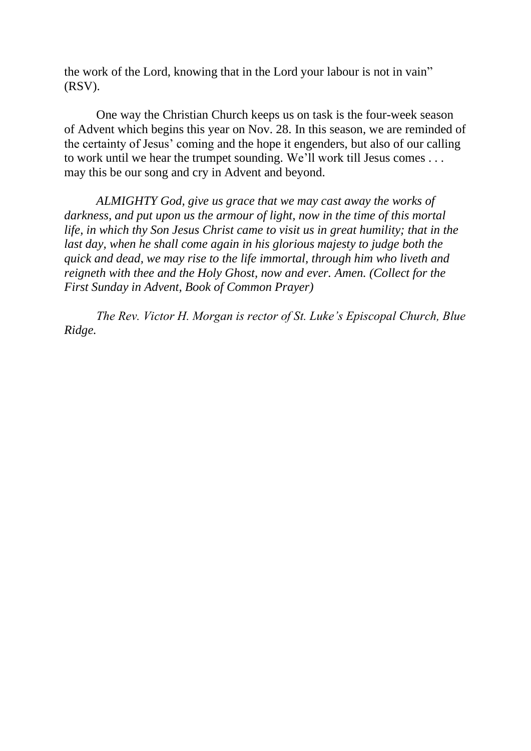the work of the Lord, knowing that in the Lord your labour is not in vain" (RSV).

One way the Christian Church keeps us on task is the four-week season of Advent which begins this year on Nov. 28. In this season, we are reminded of the certainty of Jesus' coming and the hope it engenders, but also of our calling to work until we hear the trumpet sounding. We'll work till Jesus comes . . . may this be our song and cry in Advent and beyond.

*ALMIGHTY God, give us grace that we may cast away the works of darkness, and put upon us the armour of light, now in the time of this mortal life, in which thy Son Jesus Christ came to visit us in great humility; that in the last day, when he shall come again in his glorious majesty to judge both the quick and dead, we may rise to the life immortal, through him who liveth and reigneth with thee and the Holy Ghost, now and ever. Amen. (Collect for the First Sunday in Advent, Book of Common Prayer)*

*The Rev. Victor H. Morgan is rector of St. Luke's Episcopal Church, Blue Ridge.*